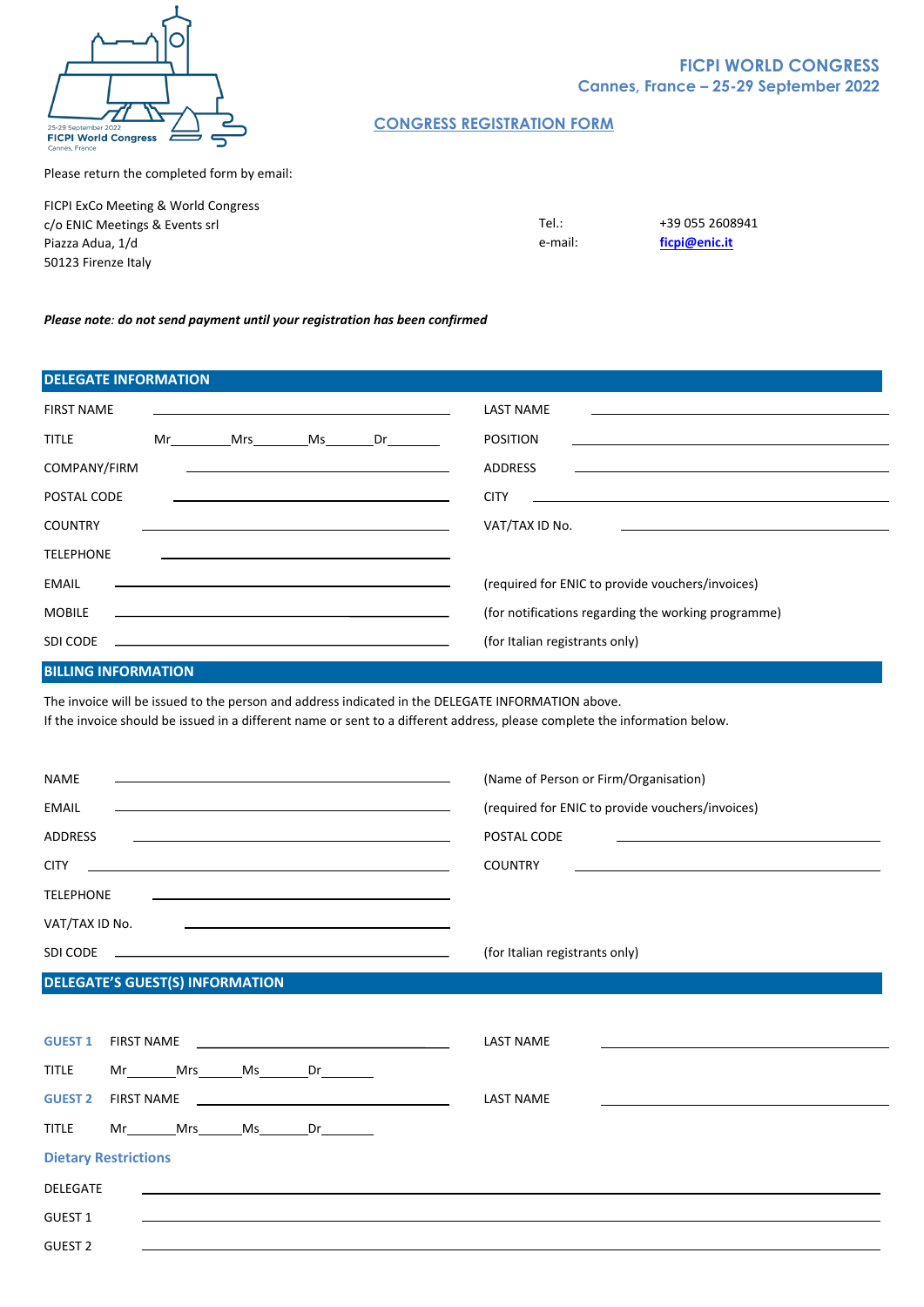25-29 September 2022
FICPI World Congress
Cannes, France

# FICPI WORLD CONGRESS
## Cannes, France – 25-29 September 2022

## CONGRESS REGISTRATION FORM

Please return the completed form by email:

FICPI ExCo Meeting & World Congress
c/o ENIC Meetings & Events srl
Piazza Adua, 1/d
50123 Firenze Italy

Tel.: +39 055 2608941
e-mail: ficpi@enic.it

***Please note: do not send payment until your registration has been confirmed***

### DELEGATE INFORMATION

FIRST NAME ______________________ LAST NAME ______________________

TITLE Mr______ Mrs______ Ms______ Dr______ POSITION ______________________

COMPANY/FIRM ______________________ ADDRESS ______________________

POSTAL CODE ______________________ CITY ______________________

COUNTRY ______________________ VAT/TAX ID No. ______________________

TELEPHONE ______________________

EMAIL ______________________ (required for ENIC to provide vouchers/invoices)

MOBILE ______________________ (for notifications regarding the working programme)

SDI CODE ______________________ (for Italian registrants only)

### BILLING INFORMATION

The invoice will be issued to the person and address indicated in the DELEGATE INFORMATION above.
If the invoice should be issued in a different name or sent to a different address, please complete the information below.

NAME ______________________ (Name of Person or Firm/Organisation)

EMAIL ______________________ (required for ENIC to provide vouchers/invoices)

ADDRESS ______________________ POSTAL CODE ______________________

CITY ______________________ COUNTRY ______________________

TELEPHONE ______________________

VAT/TAX ID No. ______________________

SDI CODE ______________________ (for Italian registrants only)

### DELEGATE'S GUEST(S) INFORMATION

**GUEST 1** FIRST NAME ______________________ LAST NAME ______________________

TITLE Mr______ Mrs______ Ms______ Dr______

**GUEST 2** FIRST NAME ______________________ LAST NAME ______________________

TITLE Mr______ Mrs______ Ms______ Dr______

**Dietary Restrictions**

DELEGATE ______________________

GUEST 1 ______________________

GUEST 2 ______________________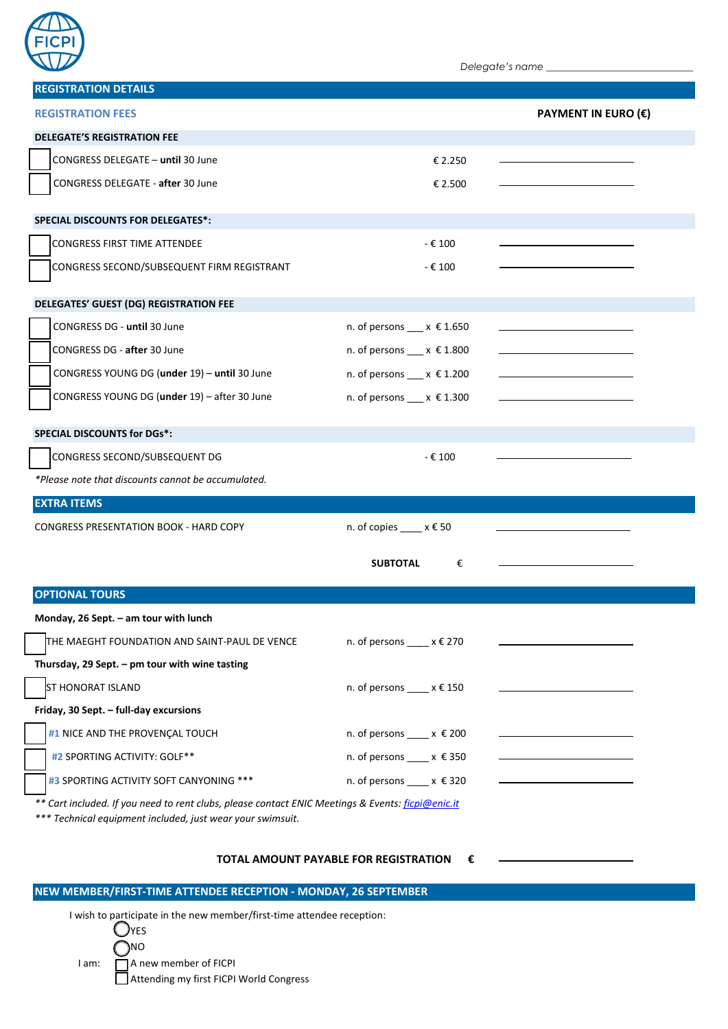FICPI

*Delegate's name* ___________________________

## REGISTRATION DETAILS

### REGISTRATION FEES

**PAYMENT IN EURO (€)**

**DELEGATE'S REGISTRATION FEE**

| | | |
|---|---|---|
| ☐ CONGRESS DELEGATE – **until** 30 June | € 2.250 | ____________ |
| ☐ CONGRESS DELEGATE - **after** 30 June | € 2.500 | ____________ |

**SPECIAL DISCOUNTS FOR DELEGATES*:**

| | | |
|---|---|---|
| ☐ CONGRESS FIRST TIME ATTENDEE | - € 100 | ____________ |
| ☐ CONGRESS SECOND/SUBSEQUENT FIRM REGISTRANT | - € 100 | ____________ |

**DELEGATES' GUEST (DG) REGISTRATION FEE**

| | | |
|---|---|---|
| ☐ CONGRESS DG - **until** 30 June | n. of persons ___ x € 1.650 | ____________ |
| ☐ CONGRESS DG - **after** 30 June | n. of persons ___ x € 1.800 | ____________ |
| ☐ CONGRESS YOUNG DG (**under** 19) – **until** 30 June | n. of persons ___ x € 1.200 | ____________ |
| ☐ CONGRESS YOUNG DG (**under** 19) – after 30 June | n. of persons ___ x € 1.300 | ____________ |

**SPECIAL DISCOUNTS for DGs*:**

| | | |
|---|---|---|
| ☐ CONGRESS SECOND/SUBSEQUENT DG | - € 100 | ____________ |

*\*Please note that discounts cannot be accumulated.*

## EXTRA ITEMS

| | | |
|---|---|---|
| CONGRESS PRESENTATION BOOK - HARD COPY | n. of copies ____ x € 50 | ____________ |
| | **SUBTOTAL** € | ____________ |

## OPTIONAL TOURS

**Monday, 26 Sept. – am tour with lunch**

| | | |
|---|---|---|
| ☐ THE MAEGHT FOUNDATION AND SAINT-PAUL DE VENCE | n. of persons ____ x € 270 | ____________ |

**Thursday, 29 Sept. – pm tour with wine tasting**

| | | |
|---|---|---|
| ☐ ST HONORAT ISLAND | n. of persons ____ x € 150 | ____________ |

**Friday, 30 Sept. – full-day excursions**

| | | |
|---|---|---|
| ☐ #1 NICE AND THE PROVENÇAL TOUCH | n. of persons ____ x € 200 | ____________ |
| ☐ #2 SPORTING ACTIVITY: GOLF** | n. of persons ____ x € 350 | ____________ |
| ☐ #3 SPORTING ACTIVITY SOFT CANYONING *** | n. of persons ____ x € 320 | ____________ |

*\*\* Cart included. If you need to rent clubs, please contact ENIC Meetings & Events: ficpi@enic.it*

*\*\*\* Technical equipment included, just wear your swimsuit.*

**TOTAL AMOUNT PAYABLE FOR REGISTRATION €** ____________

## NEW MEMBER/FIRST-TIME ATTENDEE RECEPTION - MONDAY, 26 SEPTEMBER

I wish to participate in the new member/first-time attendee reception:

◯ YES

◯ NO

I am:

☐ A new member of FICPI

☐ Attending my first FICPI World Congress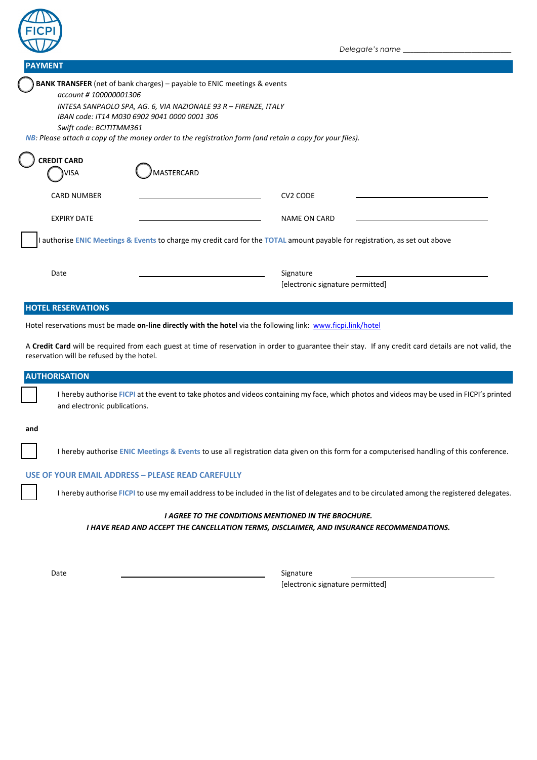Delegate's name ___________________________

## PAYMENT

○ **BANK TRANSFER** (net of bank charges) – payable to ENIC meetings & events

*account # 100000001306*

*INTESA SANPAOLO SPA, AG. 6, VIA NAZIONALE 93 R – FIRENZE, ITALY*

*IBAN code: IT14 M030 6902 9041 0000 0001 306*

*Swift code: BCITITMM361*

*NB: Please attach a copy of the money order to the registration form (and retain a copy for your files).*

○ **CREDIT CARD**

○ VISA ○ MASTERCARD

CARD NUMBER ____________________ CV2 CODE ____________________

EXPIRY DATE ____________________ NAME ON CARD ____________________

☐ I authorise **ENIC Meetings & Events** to charge my credit card for the **TOTAL** amount payable for registration, as set out above

Date ____________________ Signature ____________________
[electronic signature permitted]

## HOTEL RESERVATIONS

Hotel reservations must be made **on-line directly with the hotel** via the following link: [www.ficpi.link/hotel](www.ficpi.link/hotel)

A **Credit Card** will be required from each guest at time of reservation in order to guarantee their stay. If any credit card details are not valid, the reservation will be refused by the hotel.

## AUTHORISATION

☐ I hereby authorise **FICPI** at the event to take photos and videos containing my face, which photos and videos may be used in FICPI's printed and electronic publications.

**and**

☐ I hereby authorise **ENIC Meetings & Events** to use all registration data given on this form for a computerised handling of this conference.

**USE OF YOUR EMAIL ADDRESS – PLEASE READ CAREFULLY**

☐ I hereby authorise **FICPI** to use my email address to be included in the list of delegates and to be circulated among the registered delegates.

***I AGREE TO THE CONDITIONS MENTIONED IN THE BROCHURE.***

***I HAVE READ AND ACCEPT THE CANCELLATION TERMS, DISCLAIMER, AND INSURANCE RECOMMENDATIONS.***

Date ____________________ Signature ____________________
[electronic signature permitted]